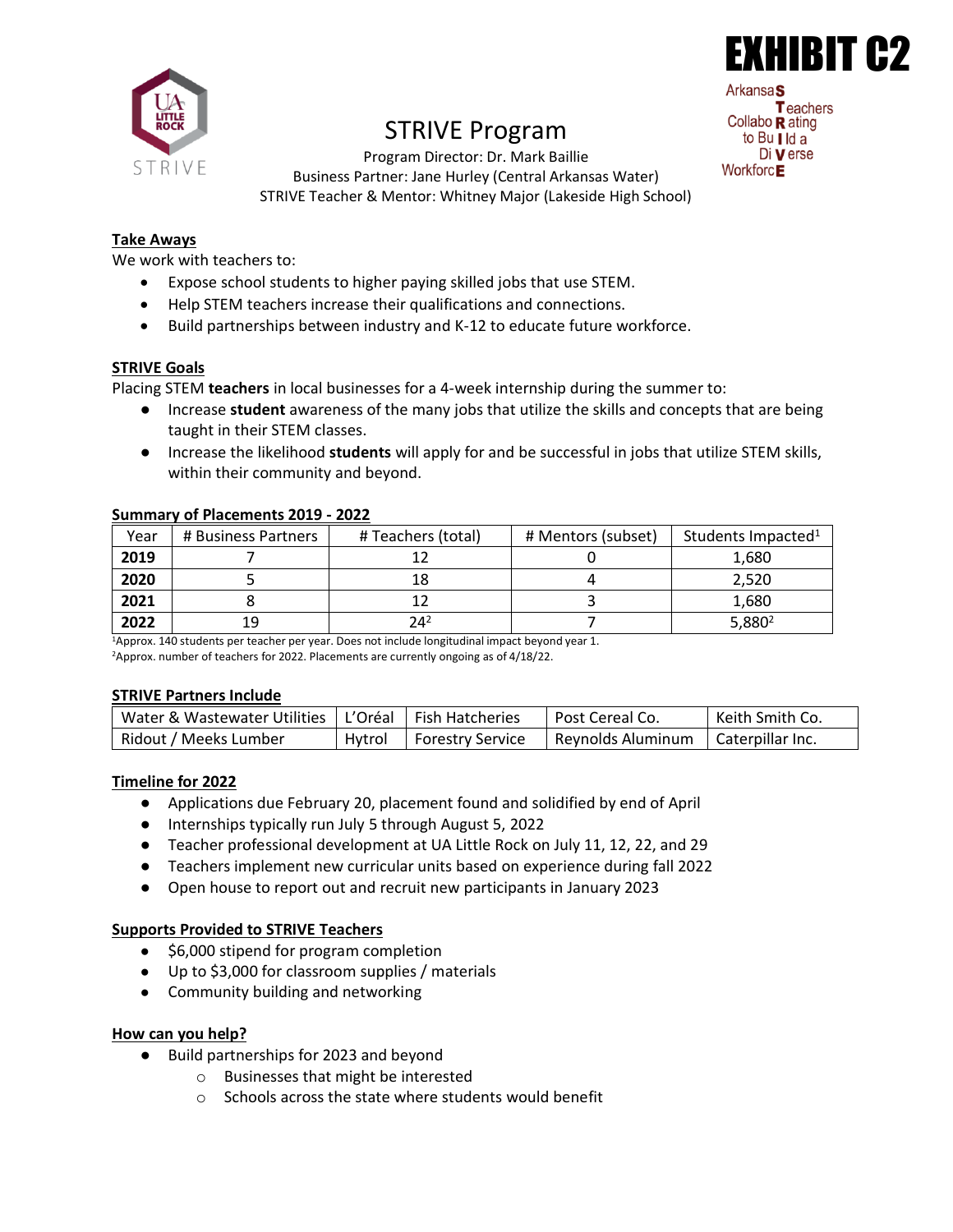EXHIBIT C2

ArkansaS Teachers CollaboRating to BuIld a DiVerse WorkforcE

# STRIVE Program

Program Director: Dr. Mark Baillie
Business Partner: Jane Hurley (Central Arkansas Water)
STRIVE Teacher & Mentor: Whitney Major (Lakeside High School)

## Take Aways

We work with teachers to:

- Expose school students to higher paying skilled jobs that use STEM.
- Help STEM teachers increase their qualifications and connections.
- Build partnerships between industry and K-12 to educate future workforce.

## STRIVE Goals

Placing STEM **teachers** in local businesses for a 4-week internship during the summer to:

- Increase **student** awareness of the many jobs that utilize the skills and concepts that are being taught in their STEM classes.
- Increase the likelihood **students** will apply for and be successful in jobs that utilize STEM skills, within their community and beyond.

## Summary of Placements 2019 - 2022

| Year | # Business Partners | # Teachers (total) | # Mentors (subset) | Students Impacted[1] |
|---|---|---|---|---|
| **2019** | 7 | 12 | 0 | 1,680 |
| **2020** | 5 | 18 | 4 | 2,520 |
| **2021** | 8 | 12 | 3 | 1,680 |
| **2022** | 19 | 24[2] | 7 | 5,880[2] |

[1]Approx. 140 students per teacher per year. Does not include longitudinal impact beyond year 1.
[2]Approx. number of teachers for 2022. Placements are currently ongoing as of 4/18/22.

## STRIVE Partners Include

| Water & Wastewater Utilities | L'Oréal | Fish Hatcheries | Post Cereal Co. | Keith Smith Co. |
|---|---|---|---|---|
| Ridout / Meeks Lumber | Hytrol | Forestry Service | Reynolds Aluminum | Caterpillar Inc. |

## Timeline for 2022

- Applications due February 20, placement found and solidified by end of April
- Internships typically run July 5 through August 5, 2022
- Teacher professional development at UA Little Rock on July 11, 12, 22, and 29
- Teachers implement new curricular units based on experience during fall 2022
- Open house to report out and recruit new participants in January 2023

## Supports Provided to STRIVE Teachers

- $6,000 stipend for program completion
- Up to $3,000 for classroom supplies / materials
- Community building and networking

## How can you help?

- Build partnerships for 2023 and beyond
  - Businesses that might be interested
  - Schools across the state where students would benefit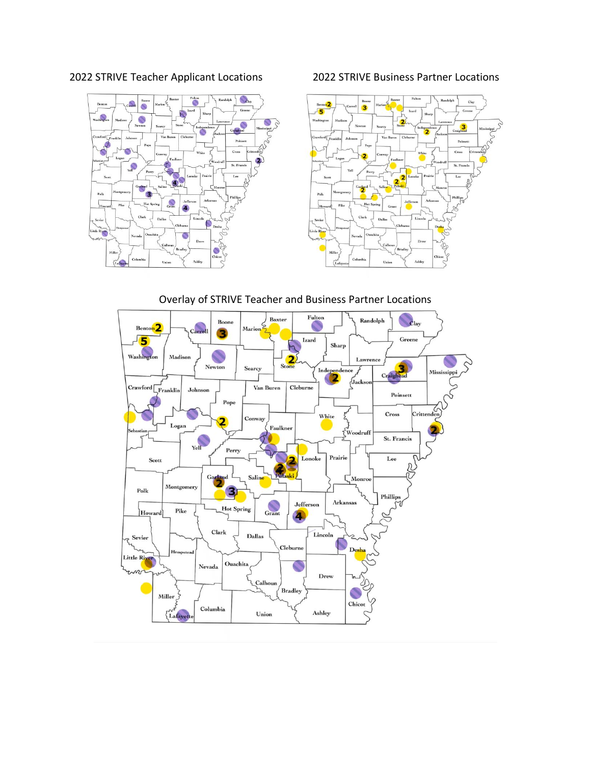2022 STRIVE Teacher Applicant Locations

2022 STRIVE Business Partner Locations

Overlay of STRIVE Teacher and Business Partner Locations